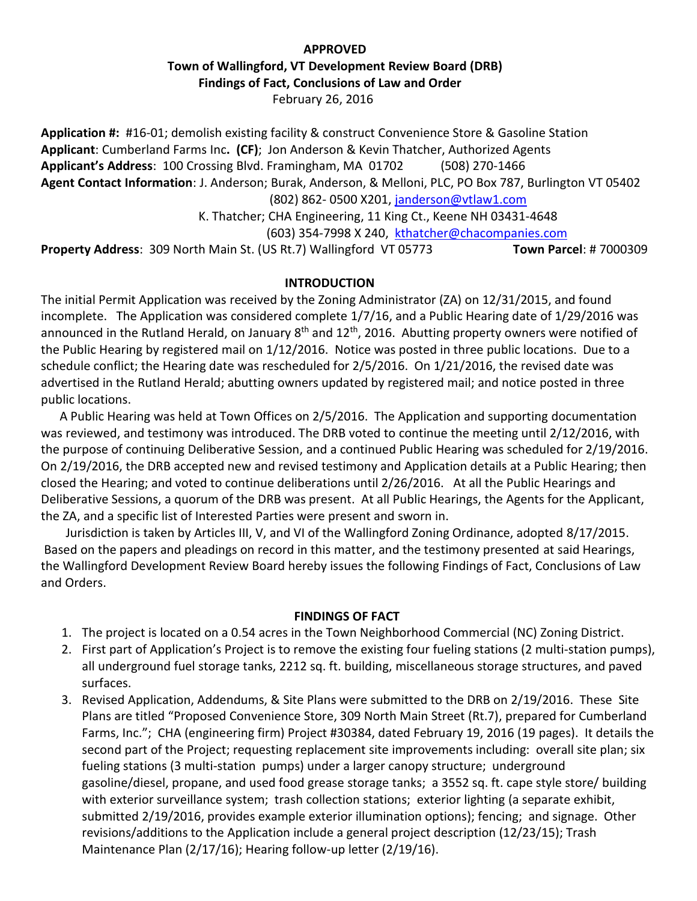**APPROVED**

**Town of Wallingford, VT Development Review Board (DRB)**

**Findings of Fact, Conclusions of Law and Order**

February 26, 2016

**Application #:** #16-01; demolish existing facility & construct Convenience Store & Gasoline Station
**Applicant**: Cumberland Farms Inc**. (CF)**; Jon Anderson & Kevin Thatcher, Authorized Agents
**Applicant's Address**: 100 Crossing Blvd. Framingham, MA 01702 (508) 270-1466
**Agent Contact Information**: J. Anderson; Burak, Anderson, & Melloni, PLC, PO Box 787, Burlington VT 05402
(802) 862- 0500 X201, janderson@vtlaw1.com
K. Thatcher; CHA Engineering, 11 King Ct., Keene NH 03431-4648
(603) 354-7998 X 240, kthatcher@chacompanies.com
**Property Address**: 309 North Main St. (US Rt.7) Wallingford VT 05773 **Town Parcel**: # 7000309

## INTRODUCTION

The initial Permit Application was received by the Zoning Administrator (ZA) on 12/31/2015, and found incomplete. The Application was considered complete 1/7/16, and a Public Hearing date of 1/29/2016 was announced in the Rutland Herald, on January 8th and 12th, 2016. Abutting property owners were notified of the Public Hearing by registered mail on 1/12/2016. Notice was posted in three public locations. Due to a schedule conflict; the Hearing date was rescheduled for 2/5/2016. On 1/21/2016, the revised date was advertised in the Rutland Herald; abutting owners updated by registered mail; and notice posted in three public locations.

A Public Hearing was held at Town Offices on 2/5/2016. The Application and supporting documentation was reviewed, and testimony was introduced. The DRB voted to continue the meeting until 2/12/2016, with the purpose of continuing Deliberative Session, and a continued Public Hearing was scheduled for 2/19/2016. On 2/19/2016, the DRB accepted new and revised testimony and Application details at a Public Hearing; then closed the Hearing; and voted to continue deliberations until 2/26/2016. At all the Public Hearings and Deliberative Sessions, a quorum of the DRB was present. At all Public Hearings, the Agents for the Applicant, the ZA, and a specific list of Interested Parties were present and sworn in.

Jurisdiction is taken by Articles III, V, and VI of the Wallingford Zoning Ordinance, adopted 8/17/2015. Based on the papers and pleadings on record in this matter, and the testimony presented at said Hearings, the Wallingford Development Review Board hereby issues the following Findings of Fact, Conclusions of Law and Orders.

## FINDINGS OF FACT

1. The project is located on a 0.54 acres in the Town Neighborhood Commercial (NC) Zoning District.
2. First part of Application's Project is to remove the existing four fueling stations (2 multi-station pumps), all underground fuel storage tanks, 2212 sq. ft. building, miscellaneous storage structures, and paved surfaces.
3. Revised Application, Addendums, & Site Plans were submitted to the DRB on 2/19/2016. These Site Plans are titled "Proposed Convenience Store, 309 North Main Street (Rt.7), prepared for Cumberland Farms, Inc."; CHA (engineering firm) Project #30384, dated February 19, 2016 (19 pages). It details the second part of the Project; requesting replacement site improvements including: overall site plan; six fueling stations (3 multi-station pumps) under a larger canopy structure; underground gasoline/diesel, propane, and used food grease storage tanks; a 3552 sq. ft. cape style store/ building with exterior surveillance system; trash collection stations; exterior lighting (a separate exhibit, submitted 2/19/2016, provides example exterior illumination options); fencing; and signage. Other revisions/additions to the Application include a general project description (12/23/15); Trash Maintenance Plan (2/17/16); Hearing follow-up letter (2/19/16).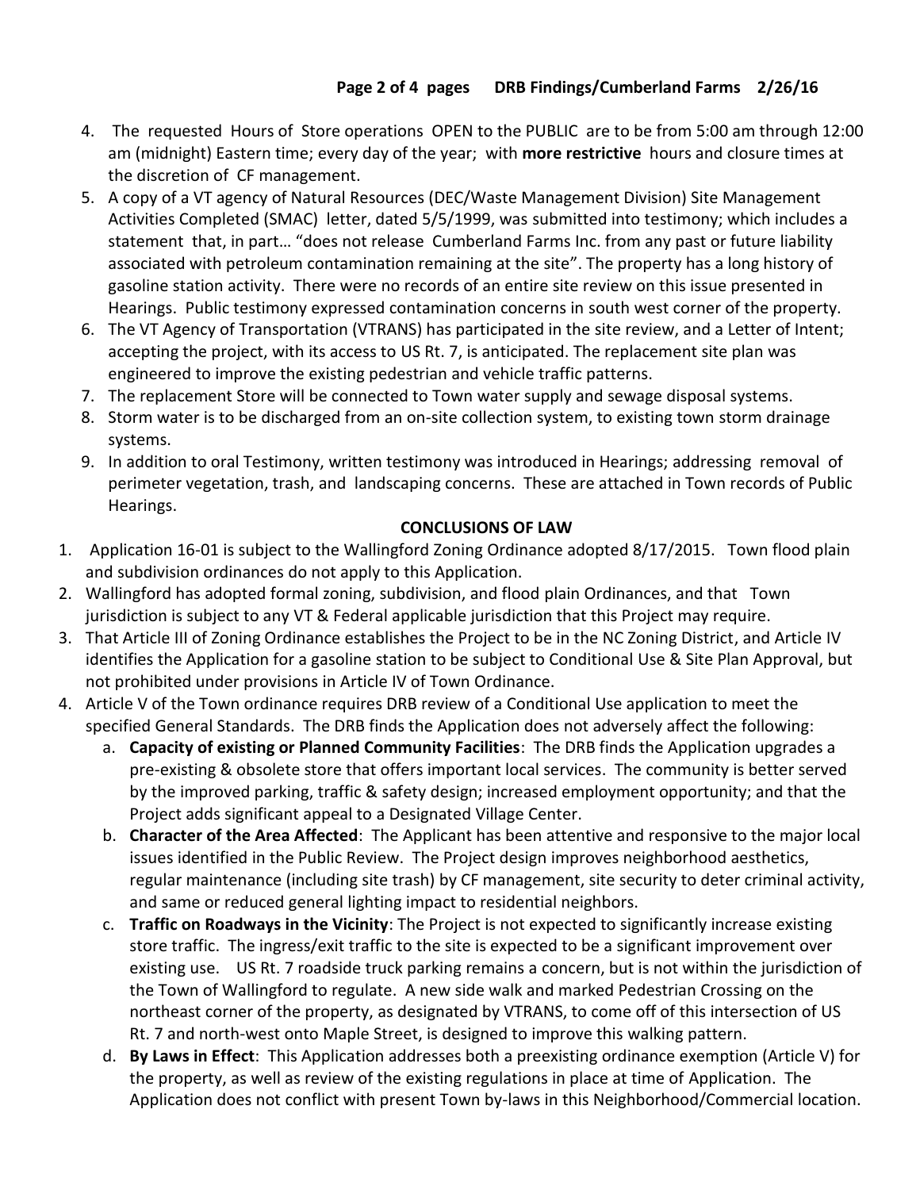4. The requested Hours of Store operations OPEN to the PUBLIC are to be from 5:00 am through 12:00 am (midnight) Eastern time; every day of the year; with **more restrictive** hours and closure times at the discretion of CF management.
5. A copy of a VT agency of Natural Resources (DEC/Waste Management Division) Site Management Activities Completed (SMAC) letter, dated 5/5/1999, was submitted into testimony; which includes a statement that, in part… "does not release Cumberland Farms Inc. from any past or future liability associated with petroleum contamination remaining at the site". The property has a long history of gasoline station activity. There were no records of an entire site review on this issue presented in Hearings. Public testimony expressed contamination concerns in south west corner of the property.
6. The VT Agency of Transportation (VTRANS) has participated in the site review, and a Letter of Intent; accepting the project, with its access to US Rt. 7, is anticipated. The replacement site plan was engineered to improve the existing pedestrian and vehicle traffic patterns.
7. The replacement Store will be connected to Town water supply and sewage disposal systems.
8. Storm water is to be discharged from an on-site collection system, to existing town storm drainage systems.
9. In addition to oral Testimony, written testimony was introduced in Hearings; addressing removal of perimeter vegetation, trash, and landscaping concerns. These are attached in Town records of Public Hearings.

**CONCLUSIONS OF LAW**

1. Application 16-01 is subject to the Wallingford Zoning Ordinance adopted 8/17/2015. Town flood plain and subdivision ordinances do not apply to this Application.
2. Wallingford has adopted formal zoning, subdivision, and flood plain Ordinances, and that Town jurisdiction is subject to any VT & Federal applicable jurisdiction that this Project may require.
3. That Article III of Zoning Ordinance establishes the Project to be in the NC Zoning District, and Article IV identifies the Application for a gasoline station to be subject to Conditional Use & Site Plan Approval, but not prohibited under provisions in Article IV of Town Ordinance.
4. Article V of the Town ordinance requires DRB review of a Conditional Use application to meet the specified General Standards. The DRB finds the Application does not adversely affect the following:
   a. **Capacity of existing or Planned Community Facilities**: The DRB finds the Application upgrades a pre-existing & obsolete store that offers important local services. The community is better served by the improved parking, traffic & safety design; increased employment opportunity; and that the Project adds significant appeal to a Designated Village Center.
   b. **Character of the Area Affected**: The Applicant has been attentive and responsive to the major local issues identified in the Public Review. The Project design improves neighborhood aesthetics, regular maintenance (including site trash) by CF management, site security to deter criminal activity, and same or reduced general lighting impact to residential neighbors.
   c. **Traffic on Roadways in the Vicinity**: The Project is not expected to significantly increase existing store traffic. The ingress/exit traffic to the site is expected to be a significant improvement over existing use. US Rt. 7 roadside truck parking remains a concern, but is not within the jurisdiction of the Town of Wallingford to regulate. A new side walk and marked Pedestrian Crossing on the northeast corner of the property, as designated by VTRANS, to come off of this intersection of US Rt. 7 and north-west onto Maple Street, is designed to improve this walking pattern.
   d. **By Laws in Effect**: This Application addresses both a preexisting ordinance exemption (Article V) for the property, as well as review of the existing regulations in place at time of Application. The Application does not conflict with present Town by-laws in this Neighborhood/Commercial location.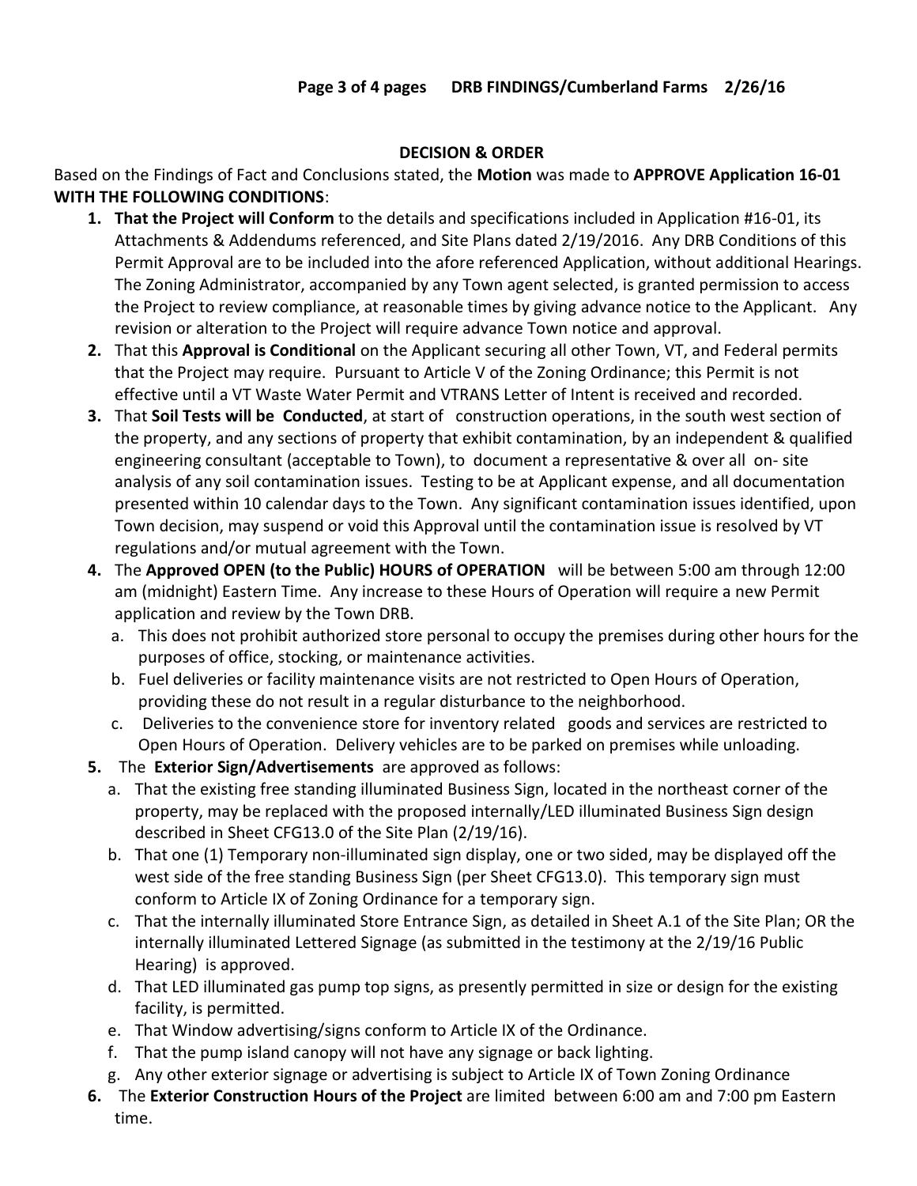## DECISION & ORDER

Based on the Findings of Fact and Conclusions stated, the **Motion** was made to **APPROVE Application 16-01 WITH THE FOLLOWING CONDITIONS**:

1. **That the Project will Conform** to the details and specifications included in Application #16-01, its Attachments & Addendums referenced, and Site Plans dated 2/19/2016. Any DRB Conditions of this Permit Approval are to be included into the afore referenced Application, without additional Hearings. The Zoning Administrator, accompanied by any Town agent selected, is granted permission to access the Project to review compliance, at reasonable times by giving advance notice to the Applicant. Any revision or alteration to the Project will require advance Town notice and approval.
2. That this **Approval is Conditional** on the Applicant securing all other Town, VT, and Federal permits that the Project may require. Pursuant to Article V of the Zoning Ordinance; this Permit is not effective until a VT Waste Water Permit and VTRANS Letter of Intent is received and recorded.
3. That **Soil Tests will be Conducted**, at start of construction operations, in the south west section of the property, and any sections of property that exhibit contamination, by an independent & qualified engineering consultant (acceptable to Town), to document a representative & over all on- site analysis of any soil contamination issues. Testing to be at Applicant expense, and all documentation presented within 10 calendar days to the Town. Any significant contamination issues identified, upon Town decision, may suspend or void this Approval until the contamination issue is resolved by VT regulations and/or mutual agreement with the Town.
4. The **Approved OPEN (to the Public) HOURS of OPERATION** will be between 5:00 am through 12:00 am (midnight) Eastern Time. Any increase to these Hours of Operation will require a new Permit application and review by the Town DRB.
   a. This does not prohibit authorized store personal to occupy the premises during other hours for the purposes of office, stocking, or maintenance activities.
   b. Fuel deliveries or facility maintenance visits are not restricted to Open Hours of Operation, providing these do not result in a regular disturbance to the neighborhood.
   c. Deliveries to the convenience store for inventory related goods and services are restricted to Open Hours of Operation. Delivery vehicles are to be parked on premises while unloading.
5. The **Exterior Sign/Advertisements** are approved as follows:
   a. That the existing free standing illuminated Business Sign, located in the northeast corner of the property, may be replaced with the proposed internally/LED illuminated Business Sign design described in Sheet CFG13.0 of the Site Plan (2/19/16).
   b. That one (1) Temporary non-illuminated sign display, one or two sided, may be displayed off the west side of the free standing Business Sign (per Sheet CFG13.0). This temporary sign must conform to Article IX of Zoning Ordinance for a temporary sign.
   c. That the internally illuminated Store Entrance Sign, as detailed in Sheet A.1 of the Site Plan; OR the internally illuminated Lettered Signage (as submitted in the testimony at the 2/19/16 Public Hearing) is approved.
   d. That LED illuminated gas pump top signs, as presently permitted in size or design for the existing facility, is permitted.
   e. That Window advertising/signs conform to Article IX of the Ordinance.
   f. That the pump island canopy will not have any signage or back lighting.
   g. Any other exterior signage or advertising is subject to Article IX of Town Zoning Ordinance
6. The **Exterior Construction Hours of the Project** are limited between 6:00 am and 7:00 pm Eastern time.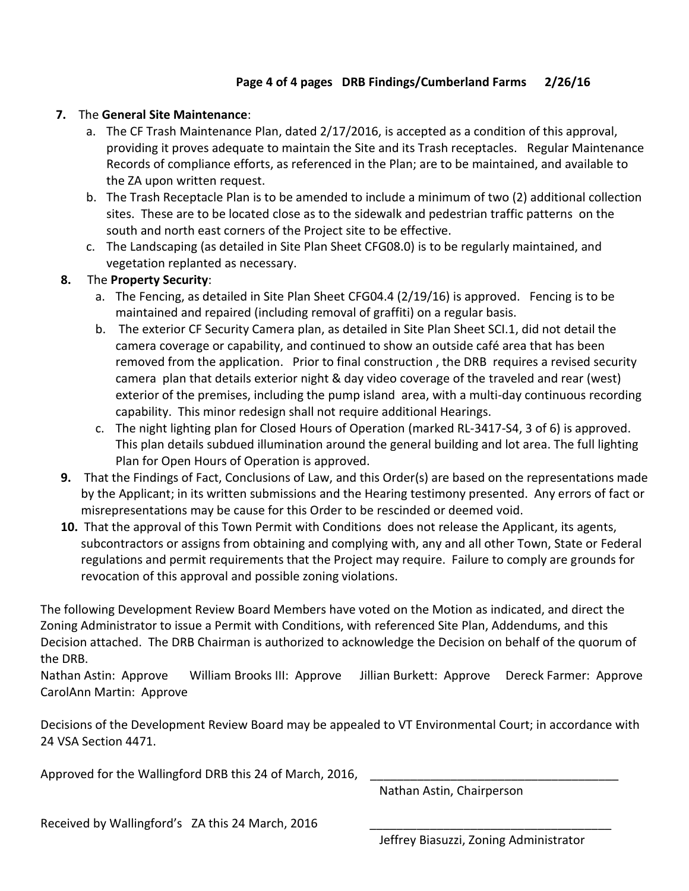7. The **General Site Maintenance**:
    a. The CF Trash Maintenance Plan, dated 2/17/2016, is accepted as a condition of this approval, providing it proves adequate to maintain the Site and its Trash receptacles. Regular Maintenance Records of compliance efforts, as referenced in the Plan; are to be maintained, and available to the ZA upon written request.
    b. The Trash Receptacle Plan is to be amended to include a minimum of two (2) additional collection sites. These are to be located close as to the sidewalk and pedestrian traffic patterns on the south and north east corners of the Project site to be effective.
    c. The Landscaping (as detailed in Site Plan Sheet CFG08.0) is to be regularly maintained, and vegetation replanted as necessary.

8. The **Property Security**:
    a. The Fencing, as detailed in Site Plan Sheet CFG04.4 (2/19/16) is approved. Fencing is to be maintained and repaired (including removal of graffiti) on a regular basis.
    b. The exterior CF Security Camera plan, as detailed in Site Plan Sheet SCI.1, did not detail the camera coverage or capability, and continued to show an outside café area that has been removed from the application. Prior to final construction , the DRB requires a revised security camera plan that details exterior night & day video coverage of the traveled and rear (west) exterior of the premises, including the pump island area, with a multi-day continuous recording capability. This minor redesign shall not require additional Hearings.
    c. The night lighting plan for Closed Hours of Operation (marked RL-3417-S4, 3 of 6) is approved. This plan details subdued illumination around the general building and lot area. The full lighting Plan for Open Hours of Operation is approved.

9. That the Findings of Fact, Conclusions of Law, and this Order(s) are based on the representations made by the Applicant; in its written submissions and the Hearing testimony presented. Any errors of fact or misrepresentations may be cause for this Order to be rescinded or deemed void.

10. That the approval of this Town Permit with Conditions does not release the Applicant, its agents, subcontractors or assigns from obtaining and complying with, any and all other Town, State or Federal regulations and permit requirements that the Project may require. Failure to comply are grounds for revocation of this approval and possible zoning violations.

The following Development Review Board Members have voted on the Motion as indicated, and direct the Zoning Administrator to issue a Permit with Conditions, with referenced Site Plan, Addendums, and this Decision attached. The DRB Chairman is authorized to acknowledge the Decision on behalf of the quorum of the DRB.

Nathan Astin: Approve William Brooks III: Approve Jillian Burkett: Approve Dereck Farmer: Approve CarolAnn Martin: Approve

Decisions of the Development Review Board may be appealed to VT Environmental Court; in accordance with 24 VSA Section 4471.

Approved for the Wallingford DRB this 24 of March, 2016, \_\_\_\_\_\_\_\_\_\_\_\_\_\_\_\_\_\_\_\_\_\_\_\_\_\_\_\_\_\_\_\_\_\_\_\_\_

Nathan Astin, Chairperson

Received by Wallingford's ZA this 24 March, 2016 \_\_\_\_\_\_\_\_\_\_\_\_\_\_\_\_\_\_\_\_\_\_\_\_\_\_\_\_\_\_\_\_\_\_\_\_\_

Jeffrey Biasuzzi, Zoning Administrator